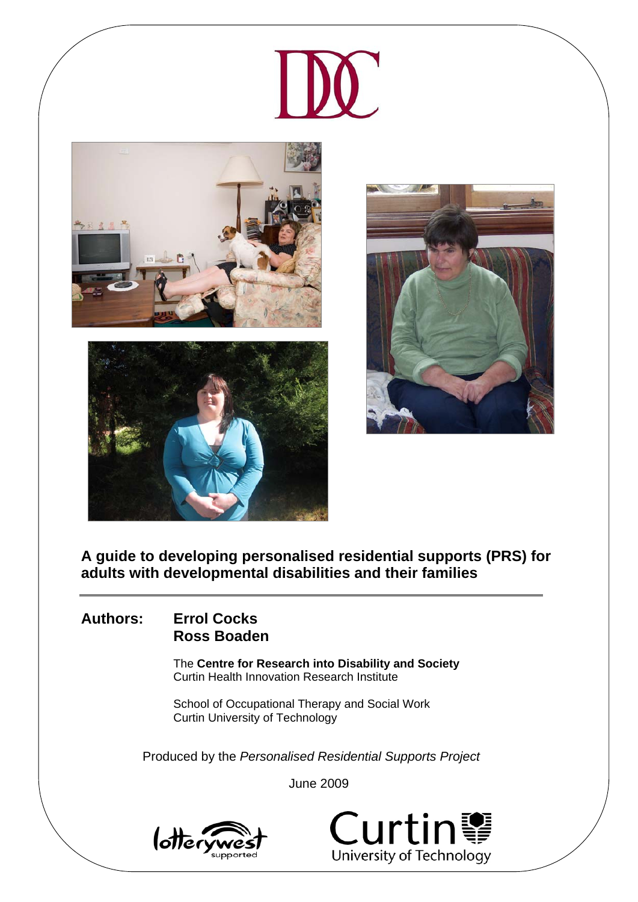# A guide to developing personalised residential supports (PRS) for adults with developmental disabilities and their families

**Authors:** **Errol Cocks**
**Ross Boaden**

The **Centre for Research into Disability and Society**
Curtin Health Innovation Research Institute

School of Occupational Therapy and Social Work
Curtin University of Technology

Produced by the *Personalised Residential Supports Project*

June 2009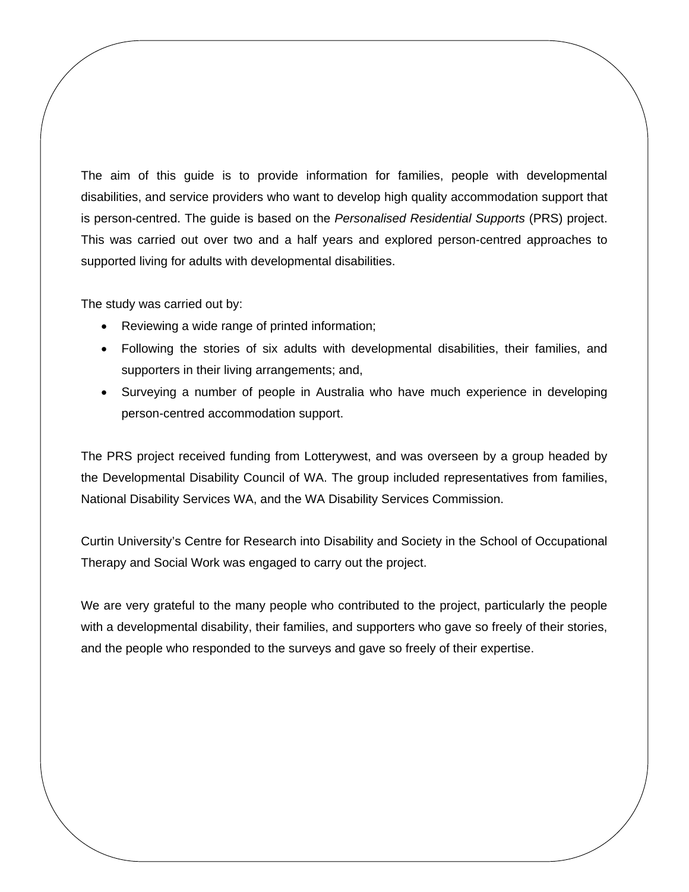The aim of this guide is to provide information for families, people with developmental disabilities, and service providers who want to develop high quality accommodation support that is person-centred. The guide is based on the *Personalised Residential Supports* (PRS) project. This was carried out over two and a half years and explored person-centred approaches to supported living for adults with developmental disabilities.

The study was carried out by:

- Reviewing a wide range of printed information;
- Following the stories of six adults with developmental disabilities, their families, and supporters in their living arrangements; and,
- Surveying a number of people in Australia who have much experience in developing person-centred accommodation support.

The PRS project received funding from Lotterywest, and was overseen by a group headed by the Developmental Disability Council of WA. The group included representatives from families, National Disability Services WA, and the WA Disability Services Commission.

Curtin University's Centre for Research into Disability and Society in the School of Occupational Therapy and Social Work was engaged to carry out the project.

We are very grateful to the many people who contributed to the project, particularly the people with a developmental disability, their families, and supporters who gave so freely of their stories, and the people who responded to the surveys and gave so freely of their expertise.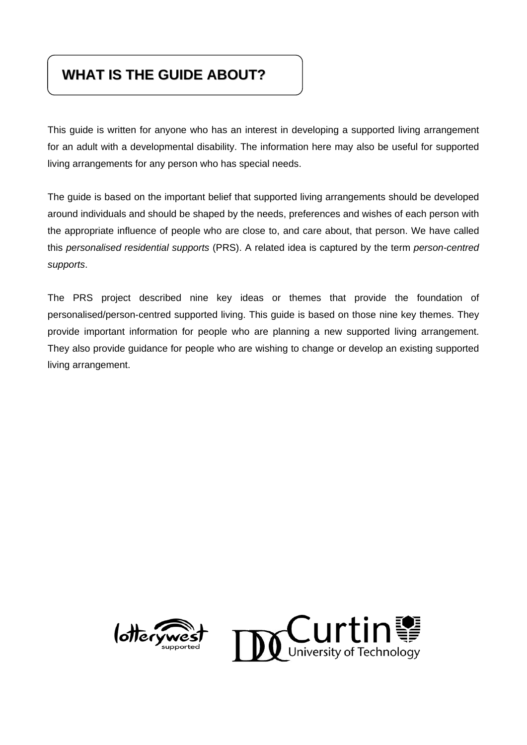## WHAT IS THE GUIDE ABOUT?

This guide is written for anyone who has an interest in developing a supported living arrangement for an adult with a developmental disability. The information here may also be useful for supported living arrangements for any person who has special needs.

The guide is based on the important belief that supported living arrangements should be developed around individuals and should be shaped by the needs, preferences and wishes of each person with the appropriate influence of people who are close to, and care about, that person. We have called this *personalised residential supports* (PRS). A related idea is captured by the term *person-centred supports*.

The PRS project described nine key ideas or themes that provide the foundation of personalised/person-centred supported living. This guide is based on those nine key themes. They provide important information for people who are planning a new supported living arrangement. They also provide guidance for people who are wishing to change or develop an existing supported living arrangement.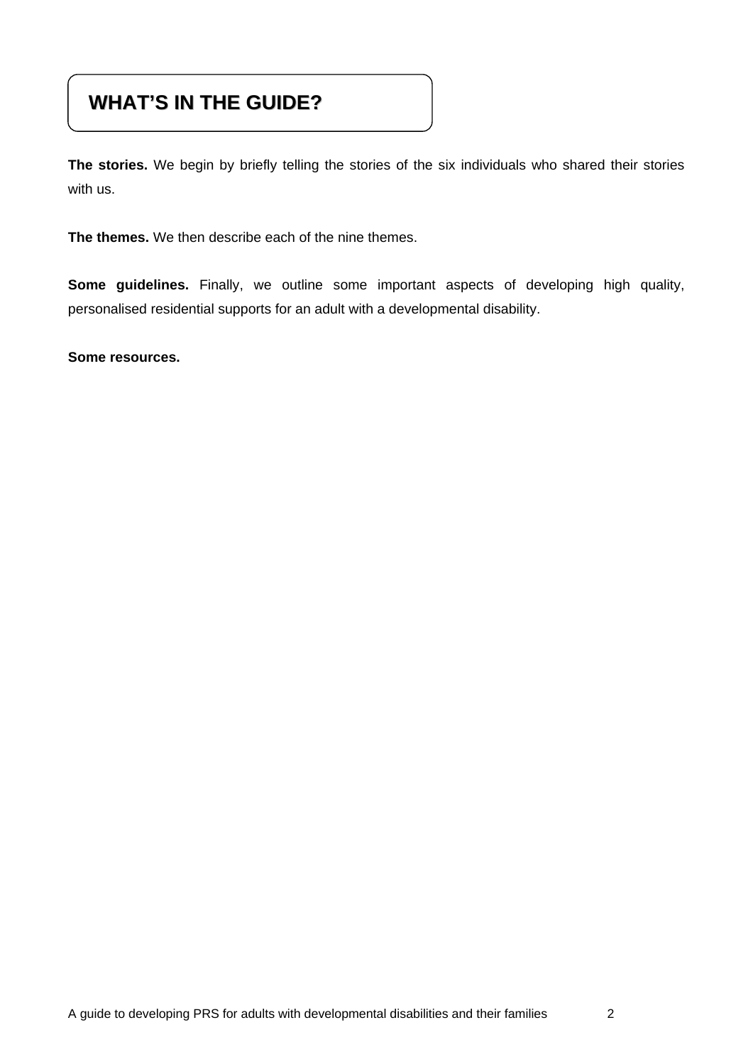# WHAT'S IN THE GUIDE?

**The stories.** We begin by briefly telling the stories of the six individuals who shared their stories with us.

**The themes.** We then describe each of the nine themes.

**Some guidelines.** Finally, we outline some important aspects of developing high quality, personalised residential supports for an adult with a developmental disability.

**Some resources.**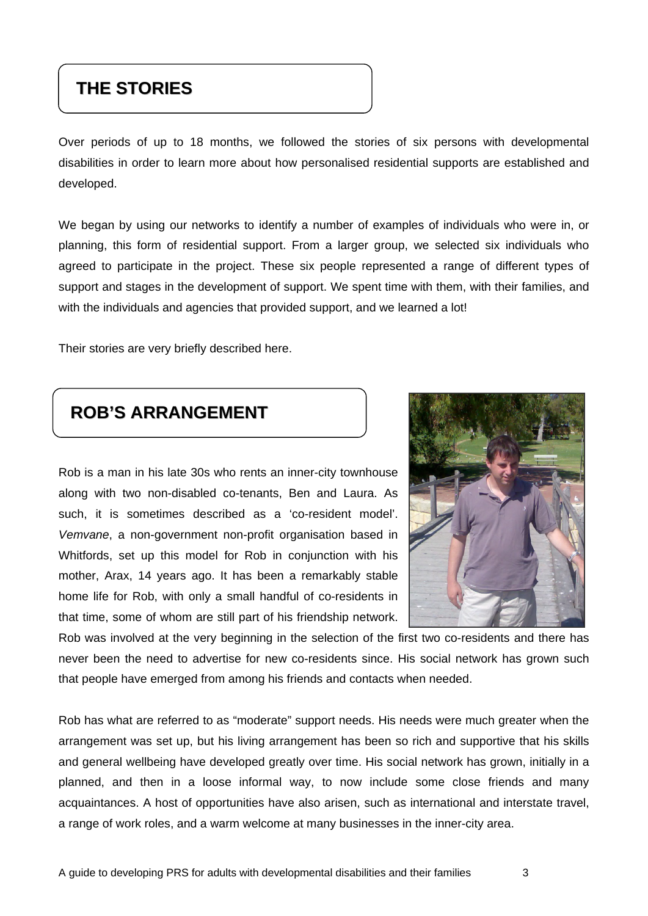## THE STORIES

Over periods of up to 18 months, we followed the stories of six persons with developmental disabilities in order to learn more about how personalised residential supports are established and developed.

We began by using our networks to identify a number of examples of individuals who were in, or planning, this form of residential support. From a larger group, we selected six individuals who agreed to participate in the project. These six people represented a range of different types of support and stages in the development of support. We spent time with them, with their families, and with the individuals and agencies that provided support, and we learned a lot!

Their stories are very briefly described here.

## ROB'S ARRANGEMENT

Rob is a man in his late 30s who rents an inner-city townhouse along with two non-disabled co-tenants, Ben and Laura. As such, it is sometimes described as a 'co-resident model'. *Vemvane*, a non-government non-profit organisation based in Whitfords, set up this model for Rob in conjunction with his mother, Arax, 14 years ago. It has been a remarkably stable home life for Rob, with only a small handful of co-residents in that time, some of whom are still part of his friendship network. Rob was involved at the very beginning in the selection of the first two co-residents and there has never been the need to advertise for new co-residents since. His social network has grown such that people have emerged from among his friends and contacts when needed.

Rob has what are referred to as "moderate" support needs. His needs were much greater when the arrangement was set up, but his living arrangement has been so rich and supportive that his skills and general wellbeing have developed greatly over time. His social network has grown, initially in a planned, and then in a loose informal way, to now include some close friends and many acquaintances. A host of opportunities have also arisen, such as international and interstate travel, a range of work roles, and a warm welcome at many businesses in the inner-city area.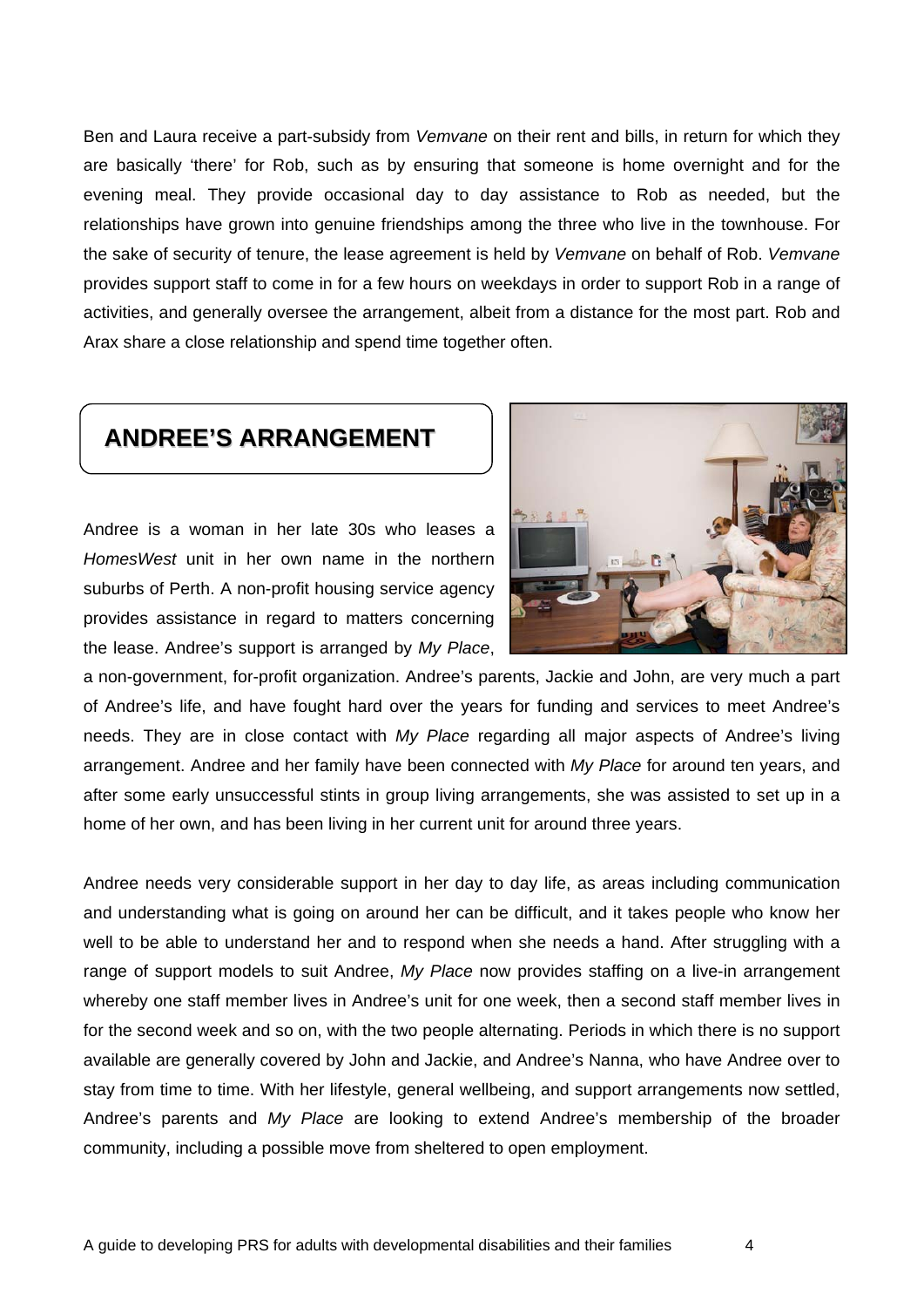Ben and Laura receive a part-subsidy from *Vemvane* on their rent and bills, in return for which they are basically 'there' for Rob, such as by ensuring that someone is home overnight and for the evening meal. They provide occasional day to day assistance to Rob as needed, but the relationships have grown into genuine friendships among the three who live in the townhouse. For the sake of security of tenure, the lease agreement is held by *Vemvane* on behalf of Rob. *Vemvane* provides support staff to come in for a few hours on weekdays in order to support Rob in a range of activities, and generally oversee the arrangement, albeit from a distance for the most part. Rob and Arax share a close relationship and spend time together often.

## ANDREE'S ARRANGEMENT

Andree is a woman in her late 30s who leases a *HomesWest* unit in her own name in the northern suburbs of Perth. A non-profit housing service agency provides assistance in regard to matters concerning the lease. Andree's support is arranged by *My Place*, a non-government, for-profit organization. Andree's parents, Jackie and John, are very much a part of Andree's life, and have fought hard over the years for funding and services to meet Andree's needs. They are in close contact with *My Place* regarding all major aspects of Andree's living arrangement. Andree and her family have been connected with *My Place* for around ten years, and after some early unsuccessful stints in group living arrangements, she was assisted to set up in a home of her own, and has been living in her current unit for around three years.

Andree needs very considerable support in her day to day life, as areas including communication and understanding what is going on around her can be difficult, and it takes people who know her well to be able to understand her and to respond when she needs a hand. After struggling with a range of support models to suit Andree, *My Place* now provides staffing on a live-in arrangement whereby one staff member lives in Andree's unit for one week, then a second staff member lives in for the second week and so on, with the two people alternating. Periods in which there is no support available are generally covered by John and Jackie, and Andree's Nanna, who have Andree over to stay from time to time. With her lifestyle, general wellbeing, and support arrangements now settled, Andree's parents and *My Place* are looking to extend Andree's membership of the broader community, including a possible move from sheltered to open employment.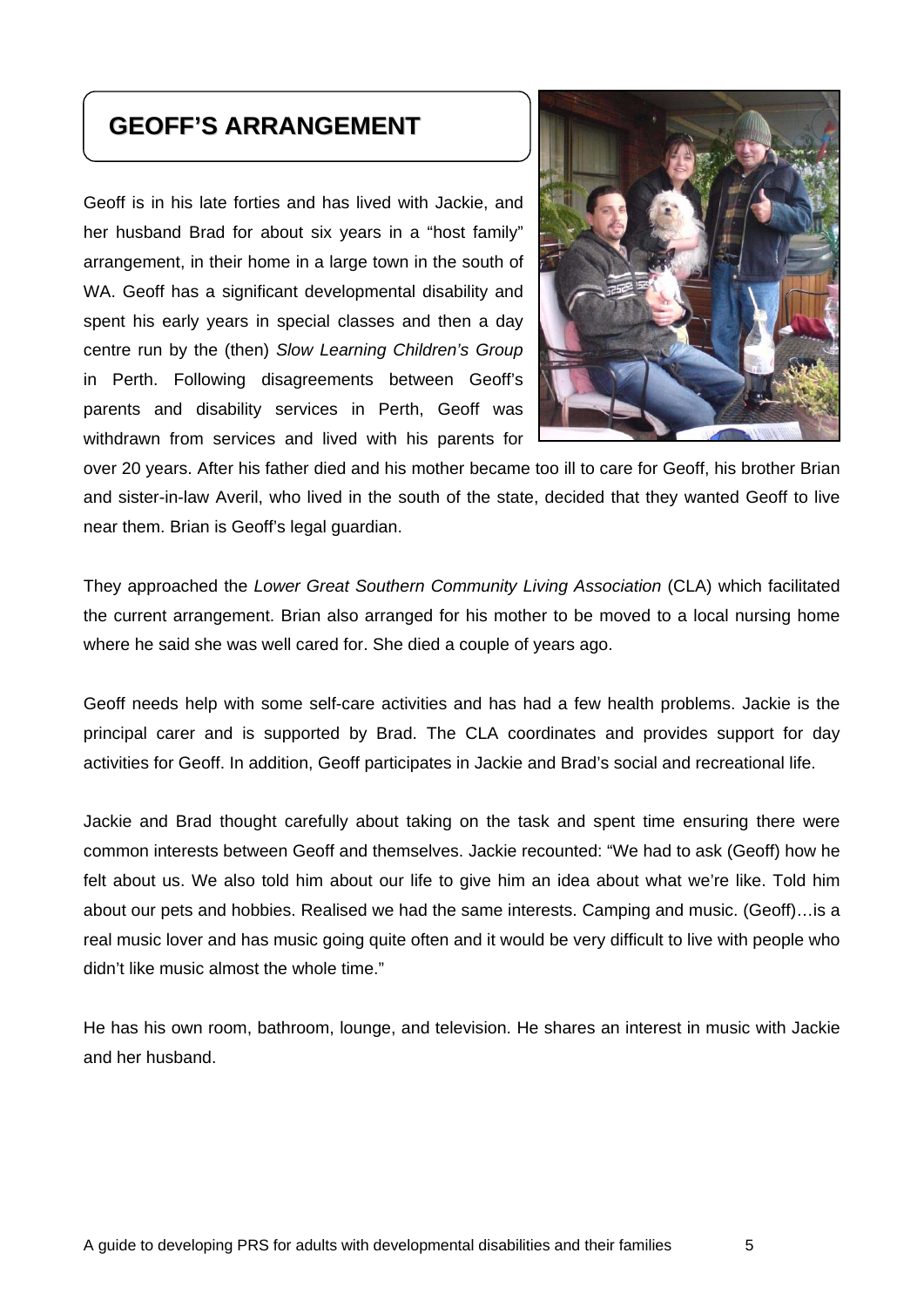## GEOFF'S ARRANGEMENT

Geoff is in his late forties and has lived with Jackie, and her husband Brad for about six years in a "host family" arrangement, in their home in a large town in the south of WA. Geoff has a significant developmental disability and spent his early years in special classes and then a day centre run by the (then) *Slow Learning Children's Group* in Perth. Following disagreements between Geoff's parents and disability services in Perth, Geoff was withdrawn from services and lived with his parents for over 20 years. After his father died and his mother became too ill to care for Geoff, his brother Brian and sister-in-law Averil, who lived in the south of the state, decided that they wanted Geoff to live near them. Brian is Geoff's legal guardian.

They approached the *Lower Great Southern Community Living Association* (CLA) which facilitated the current arrangement. Brian also arranged for his mother to be moved to a local nursing home where he said she was well cared for. She died a couple of years ago.

Geoff needs help with some self-care activities and has had a few health problems. Jackie is the principal carer and is supported by Brad. The CLA coordinates and provides support for day activities for Geoff. In addition, Geoff participates in Jackie and Brad's social and recreational life.

Jackie and Brad thought carefully about taking on the task and spent time ensuring there were common interests between Geoff and themselves. Jackie recounted: "We had to ask (Geoff) how he felt about us. We also told him about our life to give him an idea about what we're like. Told him about our pets and hobbies. Realised we had the same interests. Camping and music. (Geoff)…is a real music lover and has music going quite often and it would be very difficult to live with people who didn't like music almost the whole time."

He has his own room, bathroom, lounge, and television. He shares an interest in music with Jackie and her husband.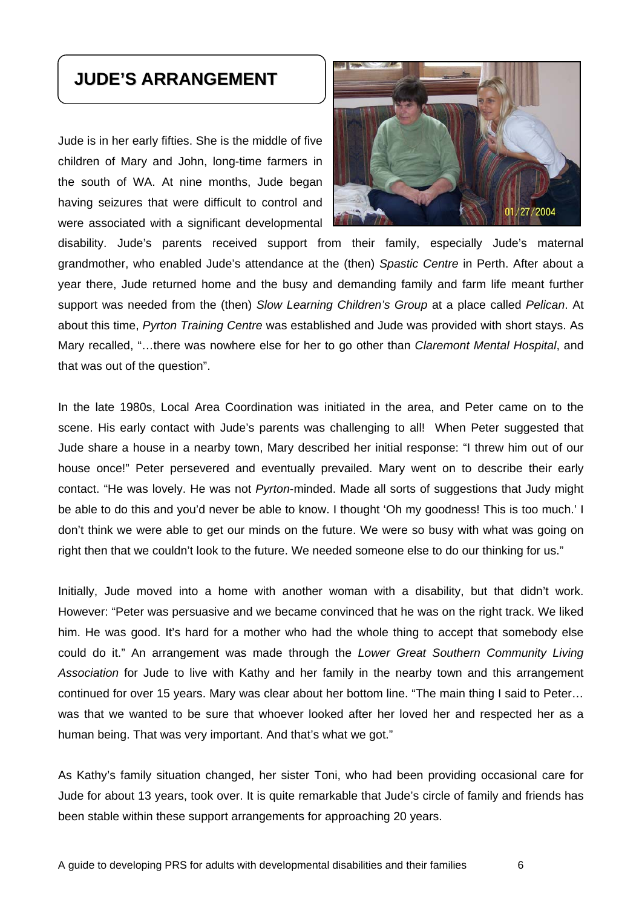# JUDE'S ARRANGEMENT

Jude is in her early fifties. She is the middle of five children of Mary and John, long-time farmers in the south of WA. At nine months, Jude began having seizures that were difficult to control and were associated with a significant developmental disability. Jude's parents received support from their family, especially Jude's maternal grandmother, who enabled Jude's attendance at the (then) *Spastic Centre* in Perth. After about a year there, Jude returned home and the busy and demanding family and farm life meant further support was needed from the (then) *Slow Learning Children's Group* at a place called *Pelican*. At about this time, *Pyrton Training Centre* was established and Jude was provided with short stays. As Mary recalled, "…there was nowhere else for her to go other than *Claremont Mental Hospital*, and that was out of the question".

In the late 1980s, Local Area Coordination was initiated in the area, and Peter came on to the scene. His early contact with Jude's parents was challenging to all! When Peter suggested that Jude share a house in a nearby town, Mary described her initial response: "I threw him out of our house once!" Peter persevered and eventually prevailed. Mary went on to describe their early contact. "He was lovely. He was not *Pyrton*-minded. Made all sorts of suggestions that Judy might be able to do this and you'd never be able to know. I thought 'Oh my goodness! This is too much.' I don't think we were able to get our minds on the future. We were so busy with what was going on right then that we couldn't look to the future. We needed someone else to do our thinking for us."

Initially, Jude moved into a home with another woman with a disability, but that didn't work. However: "Peter was persuasive and we became convinced that he was on the right track. We liked him. He was good. It's hard for a mother who had the whole thing to accept that somebody else could do it." An arrangement was made through the *Lower Great Southern Community Living Association* for Jude to live with Kathy and her family in the nearby town and this arrangement continued for over 15 years. Mary was clear about her bottom line. "The main thing I said to Peter… was that we wanted to be sure that whoever looked after her loved her and respected her as a human being. That was very important. And that's what we got."

As Kathy's family situation changed, her sister Toni, who had been providing occasional care for Jude for about 13 years, took over. It is quite remarkable that Jude's circle of family and friends has been stable within these support arrangements for approaching 20 years.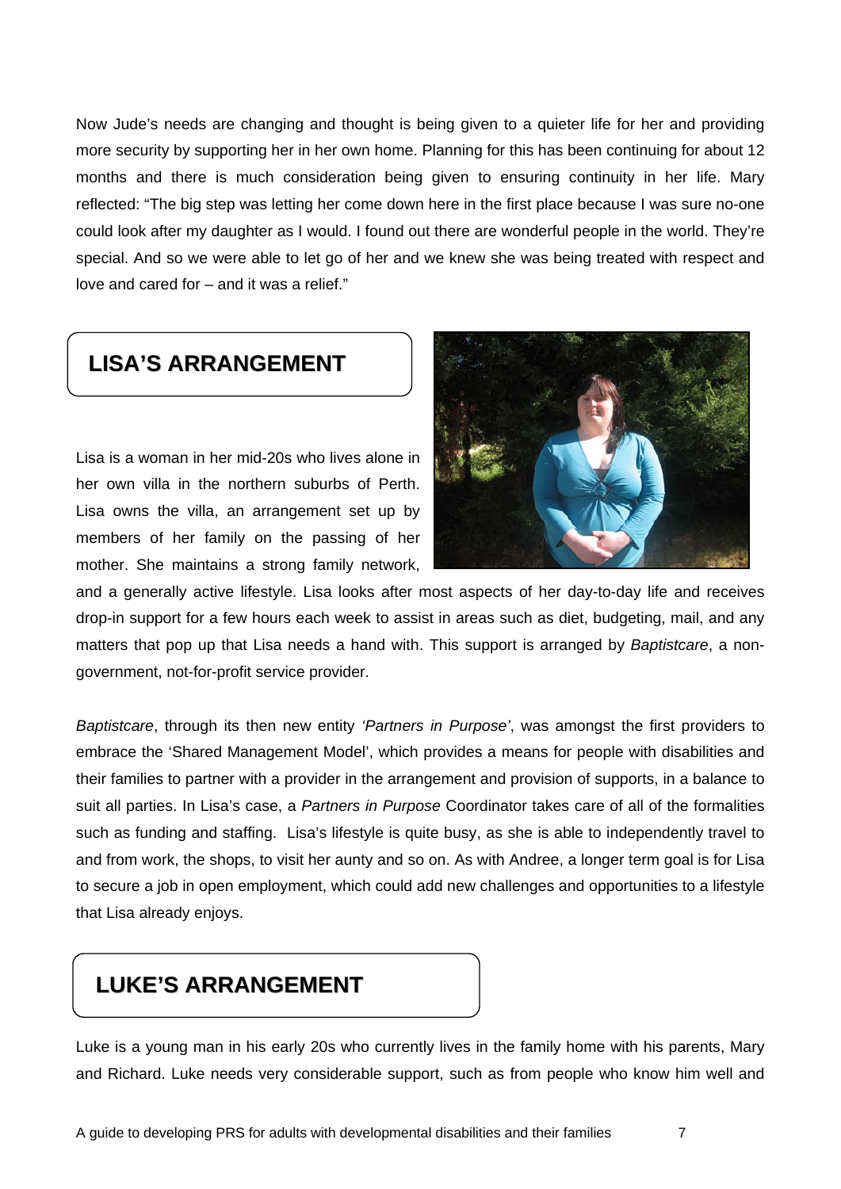Now Jude's needs are changing and thought is being given to a quieter life for her and providing more security by supporting her in her own home. Planning for this has been continuing for about 12 months and there is much consideration being given to ensuring continuity in her life. Mary reflected: "The big step was letting her come down here in the first place because I was sure no-one could look after my daughter as I would. I found out there are wonderful people in the world. They're special. And so we were able to let go of her and we knew she was being treated with respect and love and cared for – and it was a relief."

## LISA'S ARRANGEMENT

Lisa is a woman in her mid-20s who lives alone in her own villa in the northern suburbs of Perth. Lisa owns the villa, an arrangement set up by members of her family on the passing of her mother. She maintains a strong family network, and a generally active lifestyle. Lisa looks after most aspects of her day-to-day life and receives drop-in support for a few hours each week to assist in areas such as diet, budgeting, mail, and any matters that pop up that Lisa needs a hand with. This support is arranged by *Baptistcare*, a non-government, not-for-profit service provider.

*Baptistcare*, through its then new entity *'Partners in Purpose'*, was amongst the first providers to embrace the 'Shared Management Model', which provides a means for people with disabilities and their families to partner with a provider in the arrangement and provision of supports, in a balance to suit all parties. In Lisa's case, a *Partners in Purpose* Coordinator takes care of all of the formalities such as funding and staffing. Lisa's lifestyle is quite busy, as she is able to independently travel to and from work, the shops, to visit her aunty and so on. As with Andree, a longer term goal is for Lisa to secure a job in open employment, which could add new challenges and opportunities to a lifestyle that Lisa already enjoys.

## LUKE'S ARRANGEMENT

Luke is a young man in his early 20s who currently lives in the family home with his parents, Mary and Richard. Luke needs very considerable support, such as from people who know him well and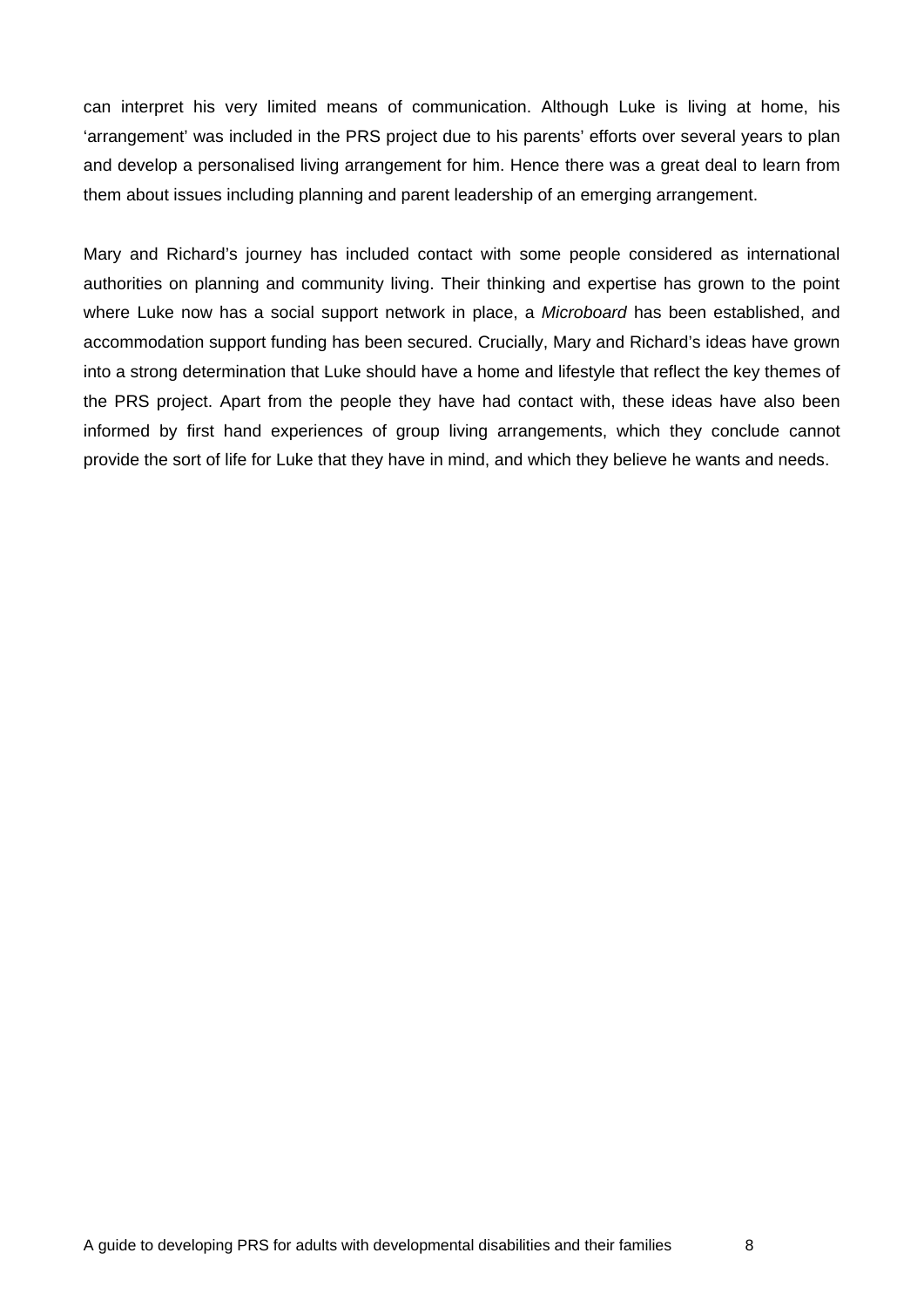can interpret his very limited means of communication. Although Luke is living at home, his 'arrangement' was included in the PRS project due to his parents' efforts over several years to plan and develop a personalised living arrangement for him. Hence there was a great deal to learn from them about issues including planning and parent leadership of an emerging arrangement.

Mary and Richard's journey has included contact with some people considered as international authorities on planning and community living. Their thinking and expertise has grown to the point where Luke now has a social support network in place, a *Microboard* has been established, and accommodation support funding has been secured. Crucially, Mary and Richard's ideas have grown into a strong determination that Luke should have a home and lifestyle that reflect the key themes of the PRS project. Apart from the people they have had contact with, these ideas have also been informed by first hand experiences of group living arrangements, which they conclude cannot provide the sort of life for Luke that they have in mind, and which they believe he wants and needs.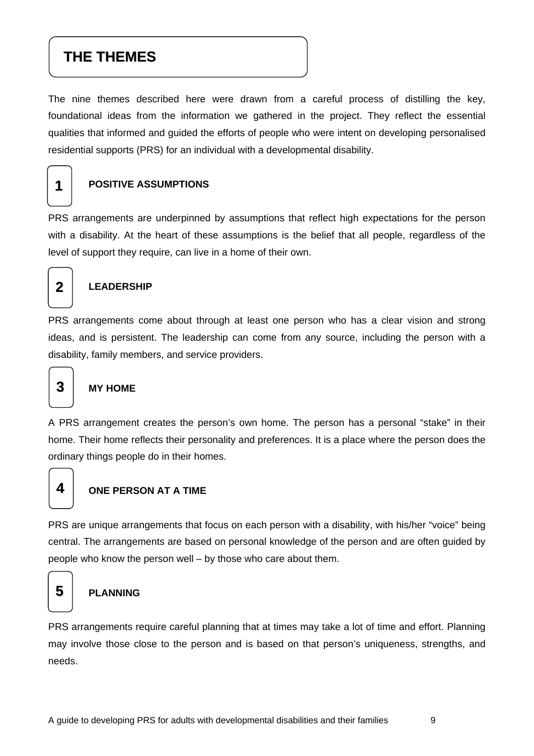# THE THEMES

The nine themes described here were drawn from a careful process of distilling the key, foundational ideas from the information we gathered in the project. They reflect the essential qualities that informed and guided the efforts of people who were intent on developing personalised residential supports (PRS) for an individual with a developmental disability.

## 1 POSITIVE ASSUMPTIONS

PRS arrangements are underpinned by assumptions that reflect high expectations for the person with a disability. At the heart of these assumptions is the belief that all people, regardless of the level of support they require, can live in a home of their own.

## 2 LEADERSHIP

PRS arrangements come about through at least one person who has a clear vision and strong ideas, and is persistent. The leadership can come from any source, including the person with a disability, family members, and service providers.

## 3 MY HOME

A PRS arrangement creates the person's own home. The person has a personal "stake" in their home. Their home reflects their personality and preferences. It is a place where the person does the ordinary things people do in their homes.

## 4 ONE PERSON AT A TIME

PRS are unique arrangements that focus on each person with a disability, with his/her "voice" being central. The arrangements are based on personal knowledge of the person and are often guided by people who know the person well – by those who care about them.

## 5 PLANNING

PRS arrangements require careful planning that at times may take a lot of time and effort. Planning may involve those close to the person and is based on that person's uniqueness, strengths, and needs.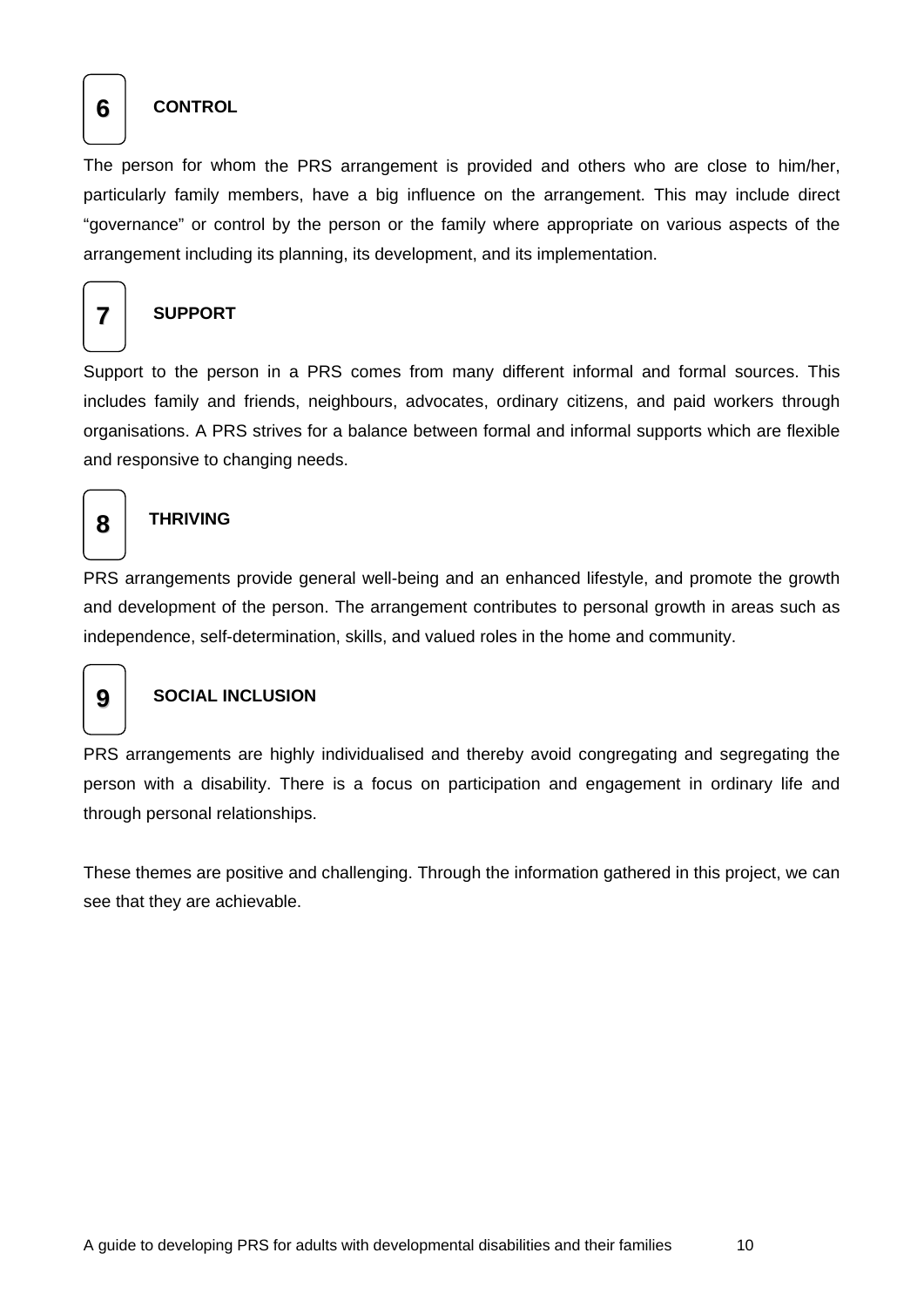### 6 CONTROL

The person for whom the PRS arrangement is provided and others who are close to him/her, particularly family members, have a big influence on the arrangement. This may include direct "governance" or control by the person or the family where appropriate on various aspects of the arrangement including its planning, its development, and its implementation.

### 7 SUPPORT

Support to the person in a PRS comes from many different informal and formal sources. This includes family and friends, neighbours, advocates, ordinary citizens, and paid workers through organisations. A PRS strives for a balance between formal and informal supports which are flexible and responsive to changing needs.

### 8 THRIVING

PRS arrangements provide general well-being and an enhanced lifestyle, and promote the growth and development of the person. The arrangement contributes to personal growth in areas such as independence, self-determination, skills, and valued roles in the home and community.

### 9 SOCIAL INCLUSION

PRS arrangements are highly individualised and thereby avoid congregating and segregating the person with a disability. There is a focus on participation and engagement in ordinary life and through personal relationships.

These themes are positive and challenging. Through the information gathered in this project, we can see that they are achievable.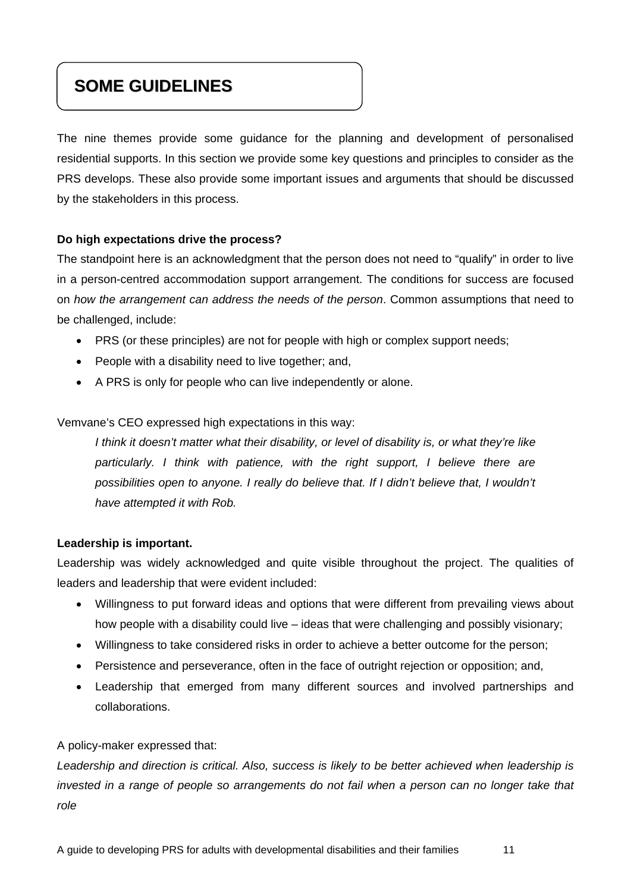# SOME GUIDELINES

The nine themes provide some guidance for the planning and development of personalised residential supports. In this section we provide some key questions and principles to consider as the PRS develops. These also provide some important issues and arguments that should be discussed by the stakeholders in this process.

**Do high expectations drive the process?**

The standpoint here is an acknowledgment that the person does not need to "qualify" in order to live in a person-centred accommodation support arrangement. The conditions for success are focused on *how the arrangement can address the needs of the person*. Common assumptions that need to be challenged, include:

- PRS (or these principles) are not for people with high or complex support needs;
- People with a disability need to live together; and,
- A PRS is only for people who can live independently or alone.

Vemvane's CEO expressed high expectations in this way:

> *I think it doesn't matter what their disability, or level of disability is, or what they're like particularly. I think with patience, with the right support, I believe there are possibilities open to anyone. I really do believe that. If I didn't believe that, I wouldn't have attempted it with Rob.*

**Leadership is important.**

Leadership was widely acknowledged and quite visible throughout the project. The qualities of leaders and leadership that were evident included:

- Willingness to put forward ideas and options that were different from prevailing views about how people with a disability could live – ideas that were challenging and possibly visionary;
- Willingness to take considered risks in order to achieve a better outcome for the person;
- Persistence and perseverance, often in the face of outright rejection or opposition; and,
- Leadership that emerged from many different sources and involved partnerships and collaborations.

A policy-maker expressed that:

*Leadership and direction is critical. Also, success is likely to be better achieved when leadership is invested in a range of people so arrangements do not fail when a person can no longer take that role*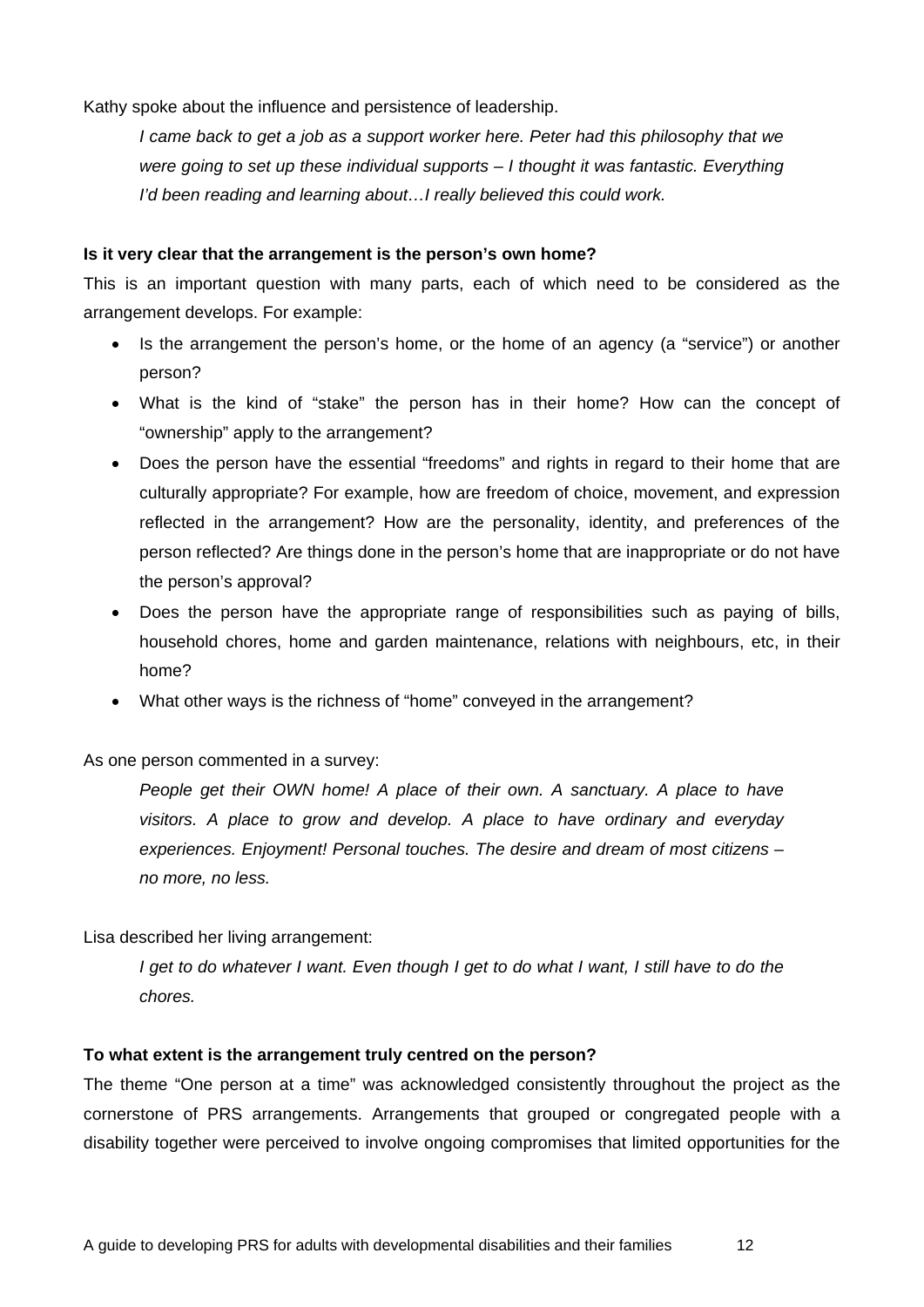Kathy spoke about the influence and persistence of leadership.

> *I came back to get a job as a support worker here. Peter had this philosophy that we were going to set up these individual supports – I thought it was fantastic. Everything I'd been reading and learning about…I really believed this could work.*

**Is it very clear that the arrangement is the person's own home?**

This is an important question with many parts, each of which need to be considered as the arrangement develops. For example:

- Is the arrangement the person's home, or the home of an agency (a "service") or another person?
- What is the kind of "stake" the person has in their home? How can the concept of "ownership" apply to the arrangement?
- Does the person have the essential "freedoms" and rights in regard to their home that are culturally appropriate? For example, how are freedom of choice, movement, and expression reflected in the arrangement? How are the personality, identity, and preferences of the person reflected? Are things done in the person's home that are inappropriate or do not have the person's approval?
- Does the person have the appropriate range of responsibilities such as paying of bills, household chores, home and garden maintenance, relations with neighbours, etc, in their home?
- What other ways is the richness of "home" conveyed in the arrangement?

As one person commented in a survey:

> *People get their OWN home! A place of their own. A sanctuary. A place to have visitors. A place to grow and develop. A place to have ordinary and everyday experiences. Enjoyment! Personal touches. The desire and dream of most citizens – no more, no less.*

Lisa described her living arrangement:

> *I get to do whatever I want. Even though I get to do what I want, I still have to do the chores.*

**To what extent is the arrangement truly centred on the person?**

The theme "One person at a time" was acknowledged consistently throughout the project as the cornerstone of PRS arrangements. Arrangements that grouped or congregated people with a disability together were perceived to involve ongoing compromises that limited opportunities for the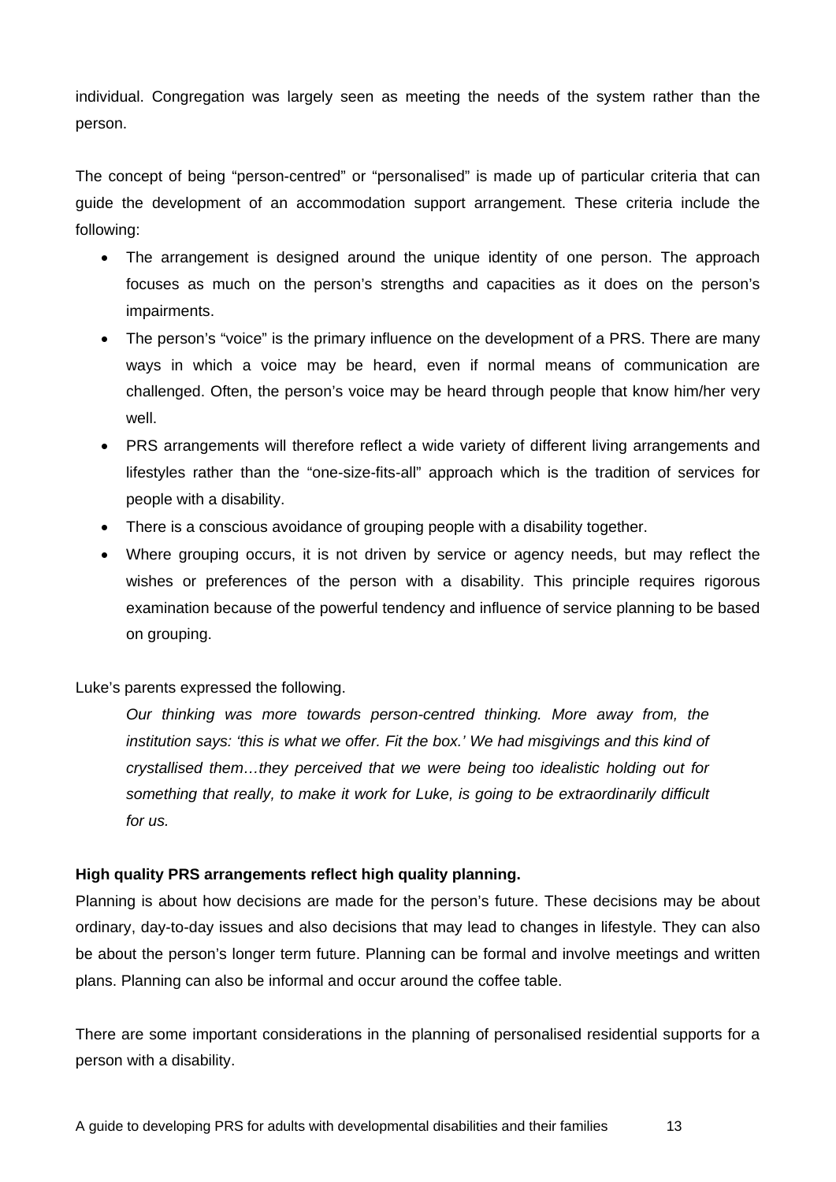individual. Congregation was largely seen as meeting the needs of the system rather than the person.

The concept of being "person-centred" or "personalised" is made up of particular criteria that can guide the development of an accommodation support arrangement. These criteria include the following:

- The arrangement is designed around the unique identity of one person. The approach focuses as much on the person's strengths and capacities as it does on the person's impairments.
- The person's "voice" is the primary influence on the development of a PRS. There are many ways in which a voice may be heard, even if normal means of communication are challenged. Often, the person's voice may be heard through people that know him/her very well.
- PRS arrangements will therefore reflect a wide variety of different living arrangements and lifestyles rather than the "one-size-fits-all" approach which is the tradition of services for people with a disability.
- There is a conscious avoidance of grouping people with a disability together.
- Where grouping occurs, it is not driven by service or agency needs, but may reflect the wishes or preferences of the person with a disability. This principle requires rigorous examination because of the powerful tendency and influence of service planning to be based on grouping.

Luke's parents expressed the following.

> *Our thinking was more towards person-centred thinking. More away from, the institution says: 'this is what we offer. Fit the box.' We had misgivings and this kind of crystallised them…they perceived that we were being too idealistic holding out for something that really, to make it work for Luke, is going to be extraordinarily difficult for us.*

**High quality PRS arrangements reflect high quality planning.**

Planning is about how decisions are made for the person's future. These decisions may be about ordinary, day-to-day issues and also decisions that may lead to changes in lifestyle. They can also be about the person's longer term future. Planning can be formal and involve meetings and written plans. Planning can also be informal and occur around the coffee table.

There are some important considerations in the planning of personalised residential supports for a person with a disability.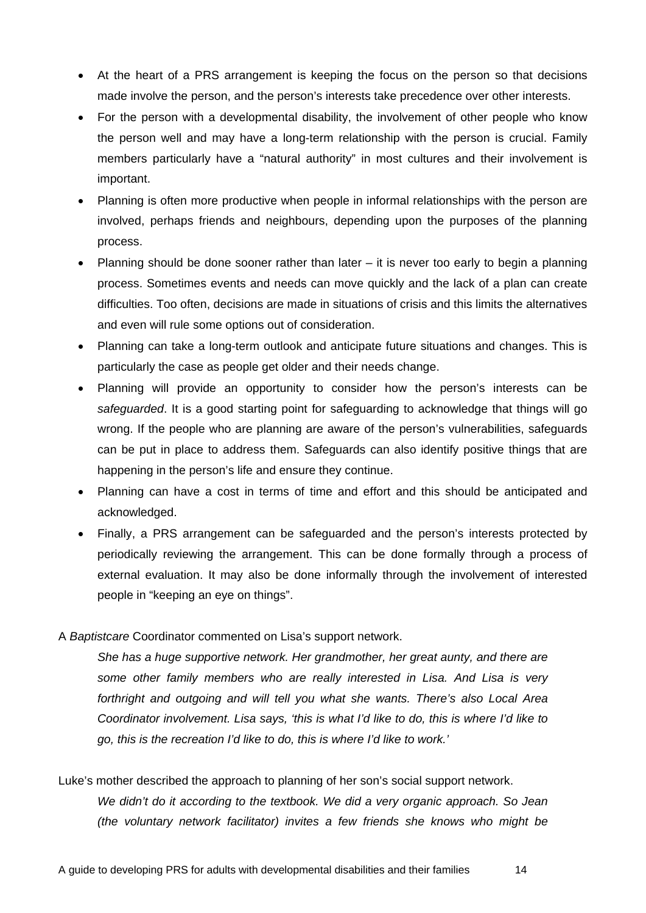- At the heart of a PRS arrangement is keeping the focus on the person so that decisions made involve the person, and the person's interests take precedence over other interests.
- For the person with a developmental disability, the involvement of other people who know the person well and may have a long-term relationship with the person is crucial. Family members particularly have a "natural authority" in most cultures and their involvement is important.
- Planning is often more productive when people in informal relationships with the person are involved, perhaps friends and neighbours, depending upon the purposes of the planning process.
- Planning should be done sooner rather than later – it is never too early to begin a planning process. Sometimes events and needs can move quickly and the lack of a plan can create difficulties. Too often, decisions are made in situations of crisis and this limits the alternatives and even will rule some options out of consideration.
- Planning can take a long-term outlook and anticipate future situations and changes. This is particularly the case as people get older and their needs change.
- Planning will provide an opportunity to consider how the person's interests can be *safeguarded*. It is a good starting point for safeguarding to acknowledge that things will go wrong. If the people who are planning are aware of the person's vulnerabilities, safeguards can be put in place to address them. Safeguards can also identify positive things that are happening in the person's life and ensure they continue.
- Planning can have a cost in terms of time and effort and this should be anticipated and acknowledged.
- Finally, a PRS arrangement can be safeguarded and the person's interests protected by periodically reviewing the arrangement. This can be done formally through a process of external evaluation. It may also be done informally through the involvement of interested people in "keeping an eye on things".

A *Baptistcare* Coordinator commented on Lisa's support network.

> *She has a huge supportive network. Her grandmother, her great aunty, and there are some other family members who are really interested in Lisa. And Lisa is very forthright and outgoing and will tell you what she wants. There's also Local Area Coordinator involvement. Lisa says, 'this is what I'd like to do, this is where I'd like to go, this is the recreation I'd like to do, this is where I'd like to work.'*

Luke's mother described the approach to planning of her son's social support network.

> *We didn't do it according to the textbook. We did a very organic approach. So Jean (the voluntary network facilitator) invites a few friends she knows who might be*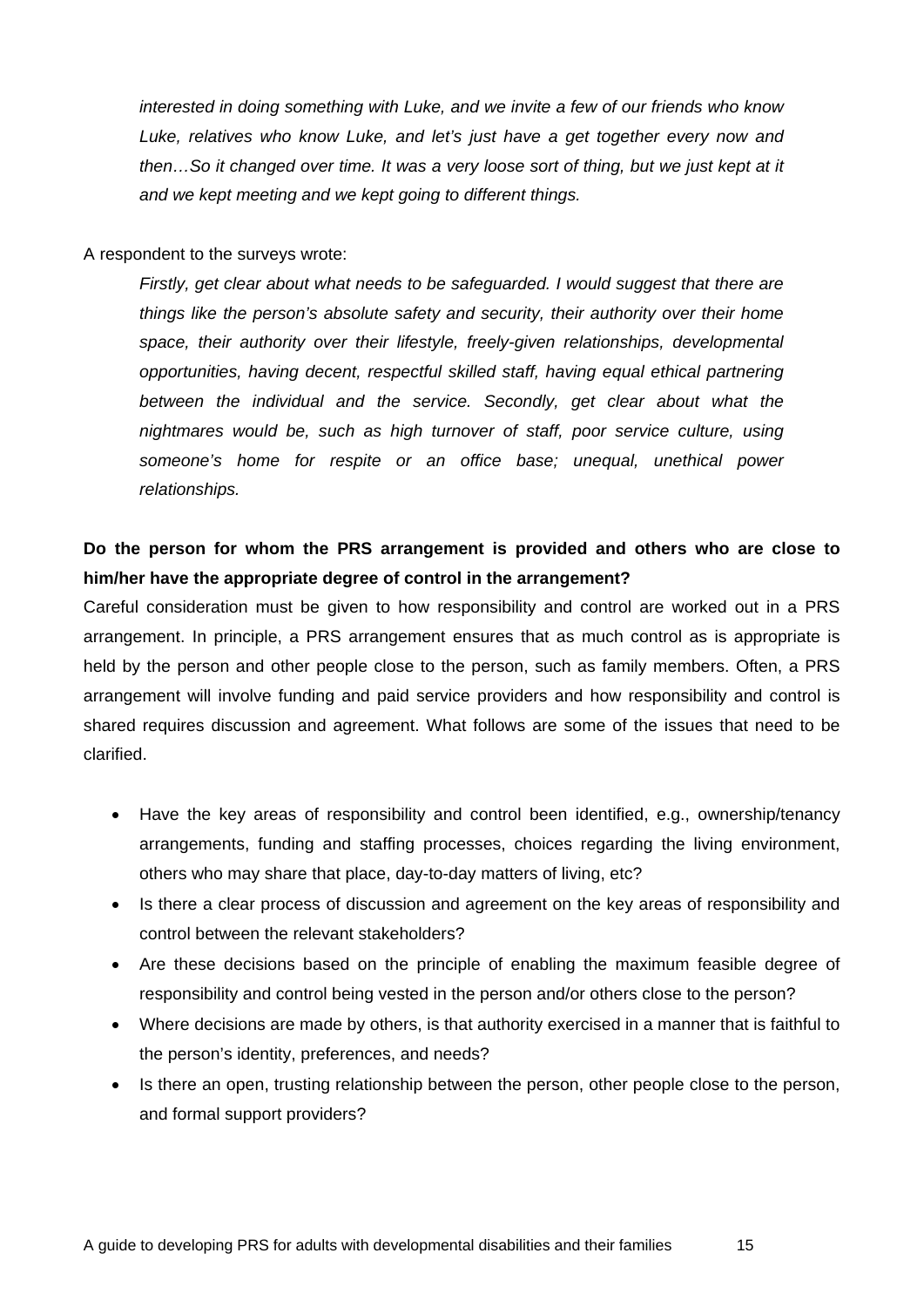*interested in doing something with Luke, and we invite a few of our friends who know Luke, relatives who know Luke, and let's just have a get together every now and then…So it changed over time. It was a very loose sort of thing, but we just kept at it and we kept meeting and we kept going to different things.*

A respondent to the surveys wrote:

*Firstly, get clear about what needs to be safeguarded. I would suggest that there are things like the person's absolute safety and security, their authority over their home space, their authority over their lifestyle, freely-given relationships, developmental opportunities, having decent, respectful skilled staff, having equal ethical partnering between the individual and the service. Secondly, get clear about what the nightmares would be, such as high turnover of staff, poor service culture, using someone's home for respite or an office base; unequal, unethical power relationships.*

**Do the person for whom the PRS arrangement is provided and others who are close to him/her have the appropriate degree of control in the arrangement?**

Careful consideration must be given to how responsibility and control are worked out in a PRS arrangement. In principle, a PRS arrangement ensures that as much control as is appropriate is held by the person and other people close to the person, such as family members. Often, a PRS arrangement will involve funding and paid service providers and how responsibility and control is shared requires discussion and agreement. What follows are some of the issues that need to be clarified.

- Have the key areas of responsibility and control been identified, e.g., ownership/tenancy arrangements, funding and staffing processes, choices regarding the living environment, others who may share that place, day-to-day matters of living, etc?
- Is there a clear process of discussion and agreement on the key areas of responsibility and control between the relevant stakeholders?
- Are these decisions based on the principle of enabling the maximum feasible degree of responsibility and control being vested in the person and/or others close to the person?
- Where decisions are made by others, is that authority exercised in a manner that is faithful to the person's identity, preferences, and needs?
- Is there an open, trusting relationship between the person, other people close to the person, and formal support providers?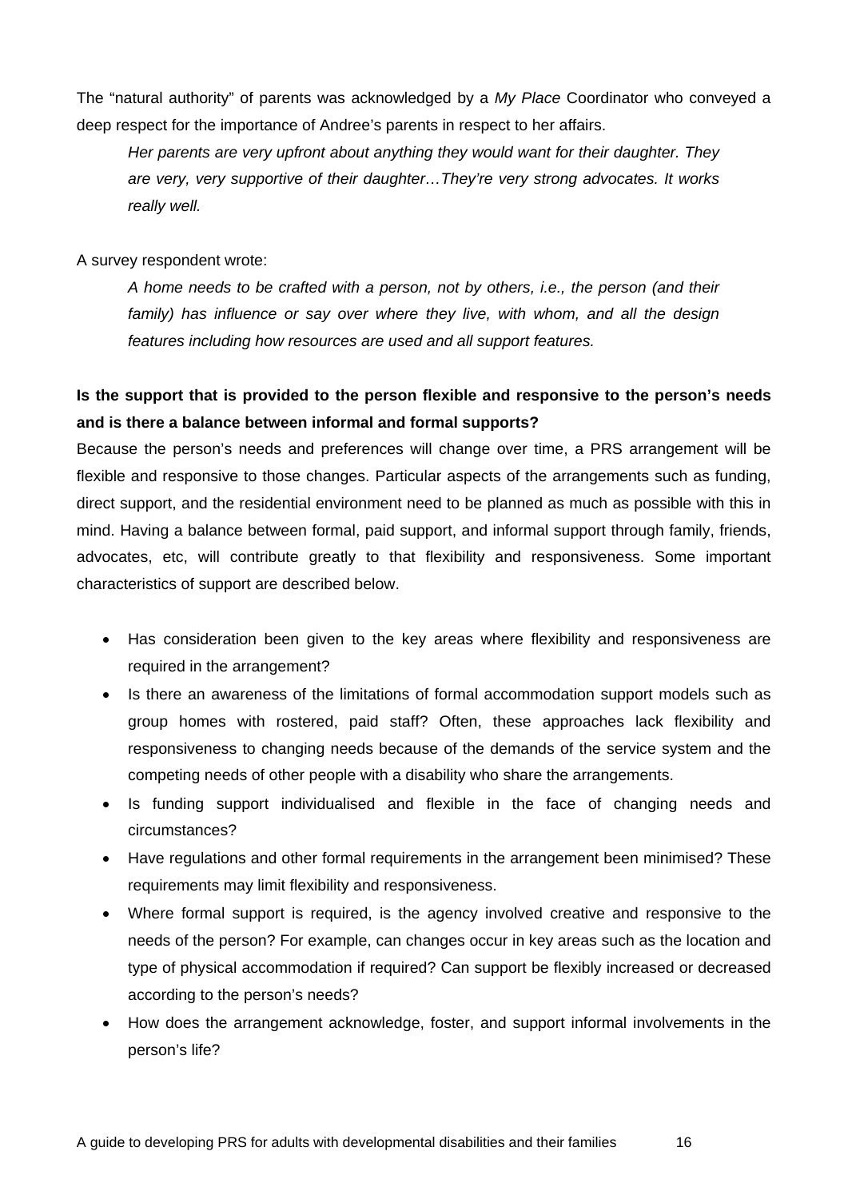The "natural authority" of parents was acknowledged by a *My Place* Coordinator who conveyed a deep respect for the importance of Andree's parents in respect to her affairs.

> *Her parents are very upfront about anything they would want for their daughter. They are very, very supportive of their daughter…They're very strong advocates. It works really well.*

A survey respondent wrote:

> *A home needs to be crafted with a person, not by others, i.e., the person (and their family) has influence or say over where they live, with whom, and all the design features including how resources are used and all support features.*

**Is the support that is provided to the person flexible and responsive to the person's needs and is there a balance between informal and formal supports?**

Because the person's needs and preferences will change over time, a PRS arrangement will be flexible and responsive to those changes. Particular aspects of the arrangements such as funding, direct support, and the residential environment need to be planned as much as possible with this in mind. Having a balance between formal, paid support, and informal support through family, friends, advocates, etc, will contribute greatly to that flexibility and responsiveness. Some important characteristics of support are described below.

- Has consideration been given to the key areas where flexibility and responsiveness are required in the arrangement?
- Is there an awareness of the limitations of formal accommodation support models such as group homes with rostered, paid staff? Often, these approaches lack flexibility and responsiveness to changing needs because of the demands of the service system and the competing needs of other people with a disability who share the arrangements.
- Is funding support individualised and flexible in the face of changing needs and circumstances?
- Have regulations and other formal requirements in the arrangement been minimised? These requirements may limit flexibility and responsiveness.
- Where formal support is required, is the agency involved creative and responsive to the needs of the person? For example, can changes occur in key areas such as the location and type of physical accommodation if required? Can support be flexibly increased or decreased according to the person's needs?
- How does the arrangement acknowledge, foster, and support informal involvements in the person's life?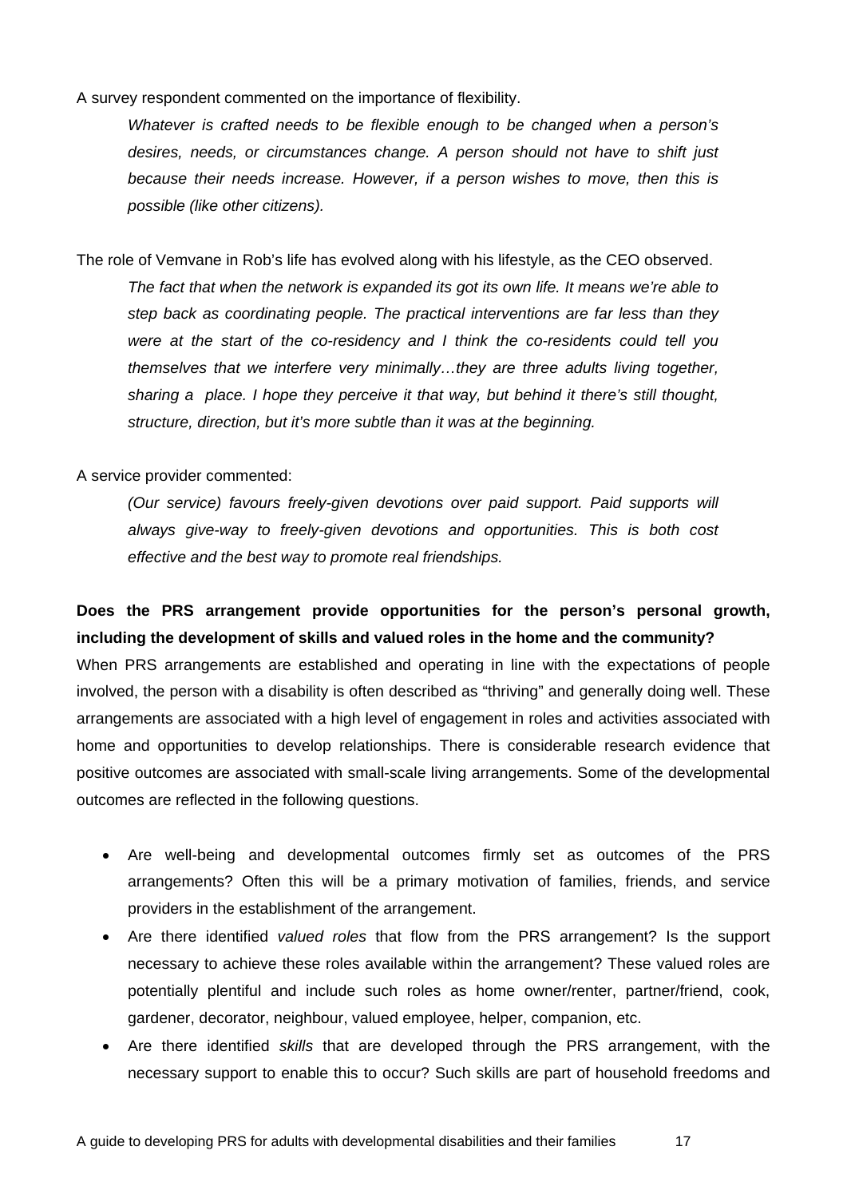A survey respondent commented on the importance of flexibility.

> *Whatever is crafted needs to be flexible enough to be changed when a person's desires, needs, or circumstances change. A person should not have to shift just because their needs increase. However, if a person wishes to move, then this is possible (like other citizens).*

The role of Vemvane in Rob's life has evolved along with his lifestyle, as the CEO observed.

> *The fact that when the network is expanded its got its own life. It means we're able to step back as coordinating people. The practical interventions are far less than they were at the start of the co-residency and I think the co-residents could tell you themselves that we interfere very minimally…they are three adults living together, sharing a place. I hope they perceive it that way, but behind it there's still thought, structure, direction, but it's more subtle than it was at the beginning.*

A service provider commented:

> *(Our service) favours freely-given devotions over paid support. Paid supports will always give-way to freely-given devotions and opportunities. This is both cost effective and the best way to promote real friendships.*

**Does the PRS arrangement provide opportunities for the person's personal growth, including the development of skills and valued roles in the home and the community?**

When PRS arrangements are established and operating in line with the expectations of people involved, the person with a disability is often described as "thriving" and generally doing well. These arrangements are associated with a high level of engagement in roles and activities associated with home and opportunities to develop relationships. There is considerable research evidence that positive outcomes are associated with small-scale living arrangements. Some of the developmental outcomes are reflected in the following questions.

- Are well-being and developmental outcomes firmly set as outcomes of the PRS arrangements? Often this will be a primary motivation of families, friends, and service providers in the establishment of the arrangement.
- Are there identified *valued roles* that flow from the PRS arrangement? Is the support necessary to achieve these roles available within the arrangement? These valued roles are potentially plentiful and include such roles as home owner/renter, partner/friend, cook, gardener, decorator, neighbour, valued employee, helper, companion, etc.
- Are there identified *skills* that are developed through the PRS arrangement, with the necessary support to enable this to occur? Such skills are part of household freedoms and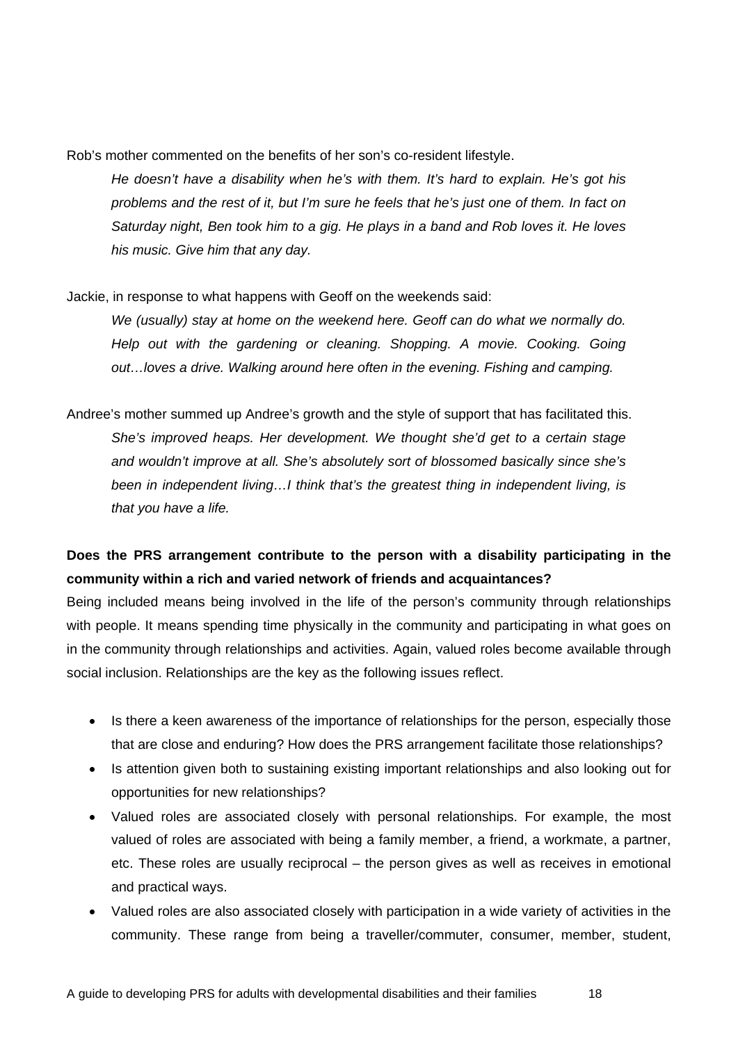Rob's mother commented on the benefits of her son's co-resident lifestyle.

> *He doesn't have a disability when he's with them. It's hard to explain. He's got his problems and the rest of it, but I'm sure he feels that he's just one of them. In fact on Saturday night, Ben took him to a gig. He plays in a band and Rob loves it. He loves his music. Give him that any day.*

Jackie, in response to what happens with Geoff on the weekends said:

> *We (usually) stay at home on the weekend here. Geoff can do what we normally do. Help out with the gardening or cleaning. Shopping. A movie. Cooking. Going out…loves a drive. Walking around here often in the evening. Fishing and camping.*

Andree's mother summed up Andree's growth and the style of support that has facilitated this.

> *She's improved heaps. Her development. We thought she'd get to a certain stage and wouldn't improve at all. She's absolutely sort of blossomed basically since she's been in independent living…I think that's the greatest thing in independent living, is that you have a life.*

**Does the PRS arrangement contribute to the person with a disability participating in the community within a rich and varied network of friends and acquaintances?**

Being included means being involved in the life of the person's community through relationships with people. It means spending time physically in the community and participating in what goes on in the community through relationships and activities. Again, valued roles become available through social inclusion. Relationships are the key as the following issues reflect.

- Is there a keen awareness of the importance of relationships for the person, especially those that are close and enduring? How does the PRS arrangement facilitate those relationships?
- Is attention given both to sustaining existing important relationships and also looking out for opportunities for new relationships?
- Valued roles are associated closely with personal relationships. For example, the most valued of roles are associated with being a family member, a friend, a workmate, a partner, etc. These roles are usually reciprocal – the person gives as well as receives in emotional and practical ways.
- Valued roles are also associated closely with participation in a wide variety of activities in the community. These range from being a traveller/commuter, consumer, member, student,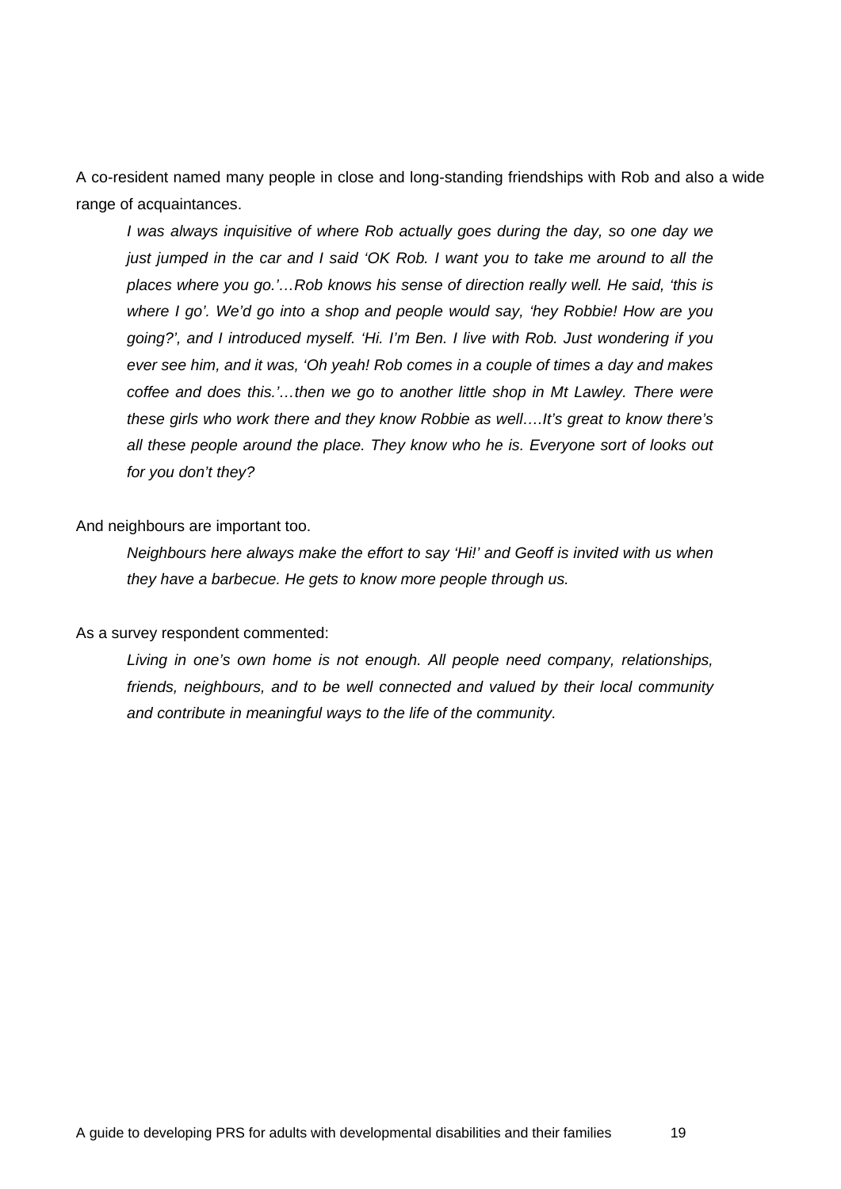A co-resident named many people in close and long-standing friendships with Rob and also a wide range of acquaintances.

> *I was always inquisitive of where Rob actually goes during the day, so one day we just jumped in the car and I said 'OK Rob. I want you to take me around to all the places where you go.'…Rob knows his sense of direction really well. He said, 'this is where I go'. We'd go into a shop and people would say, 'hey Robbie! How are you going?', and I introduced myself. 'Hi. I'm Ben. I live with Rob. Just wondering if you ever see him, and it was, 'Oh yeah! Rob comes in a couple of times a day and makes coffee and does this.'…then we go to another little shop in Mt Lawley. There were these girls who work there and they know Robbie as well….It's great to know there's all these people around the place. They know who he is. Everyone sort of looks out for you don't they?*

And neighbours are important too.

> *Neighbours here always make the effort to say 'Hi!' and Geoff is invited with us when they have a barbecue. He gets to know more people through us.*

As a survey respondent commented:

> *Living in one's own home is not enough. All people need company, relationships, friends, neighbours, and to be well connected and valued by their local community and contribute in meaningful ways to the life of the community.*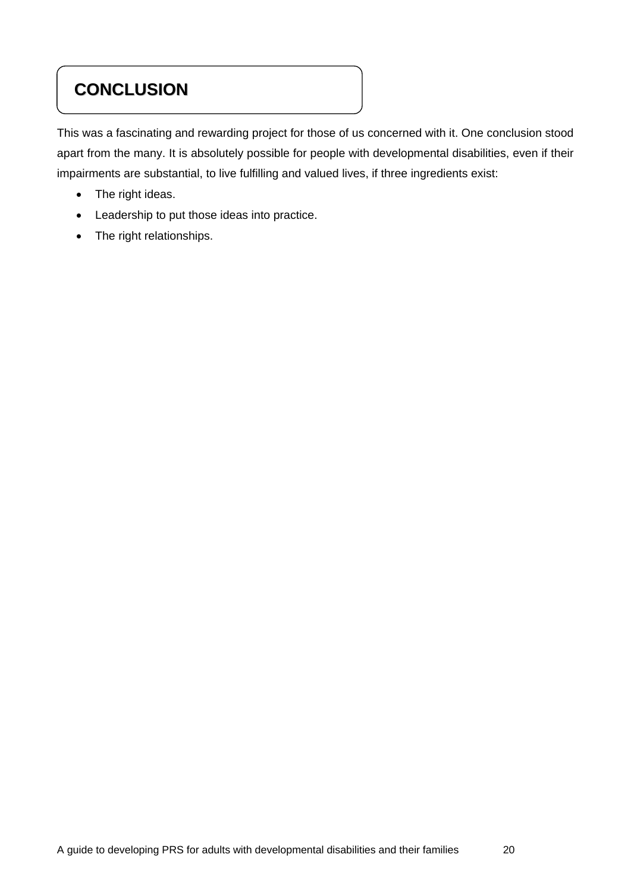## CONCLUSION

This was a fascinating and rewarding project for those of us concerned with it. One conclusion stood apart from the many. It is absolutely possible for people with developmental disabilities, even if their impairments are substantial, to live fulfilling and valued lives, if three ingredients exist:

- The right ideas.
- Leadership to put those ideas into practice.
- The right relationships.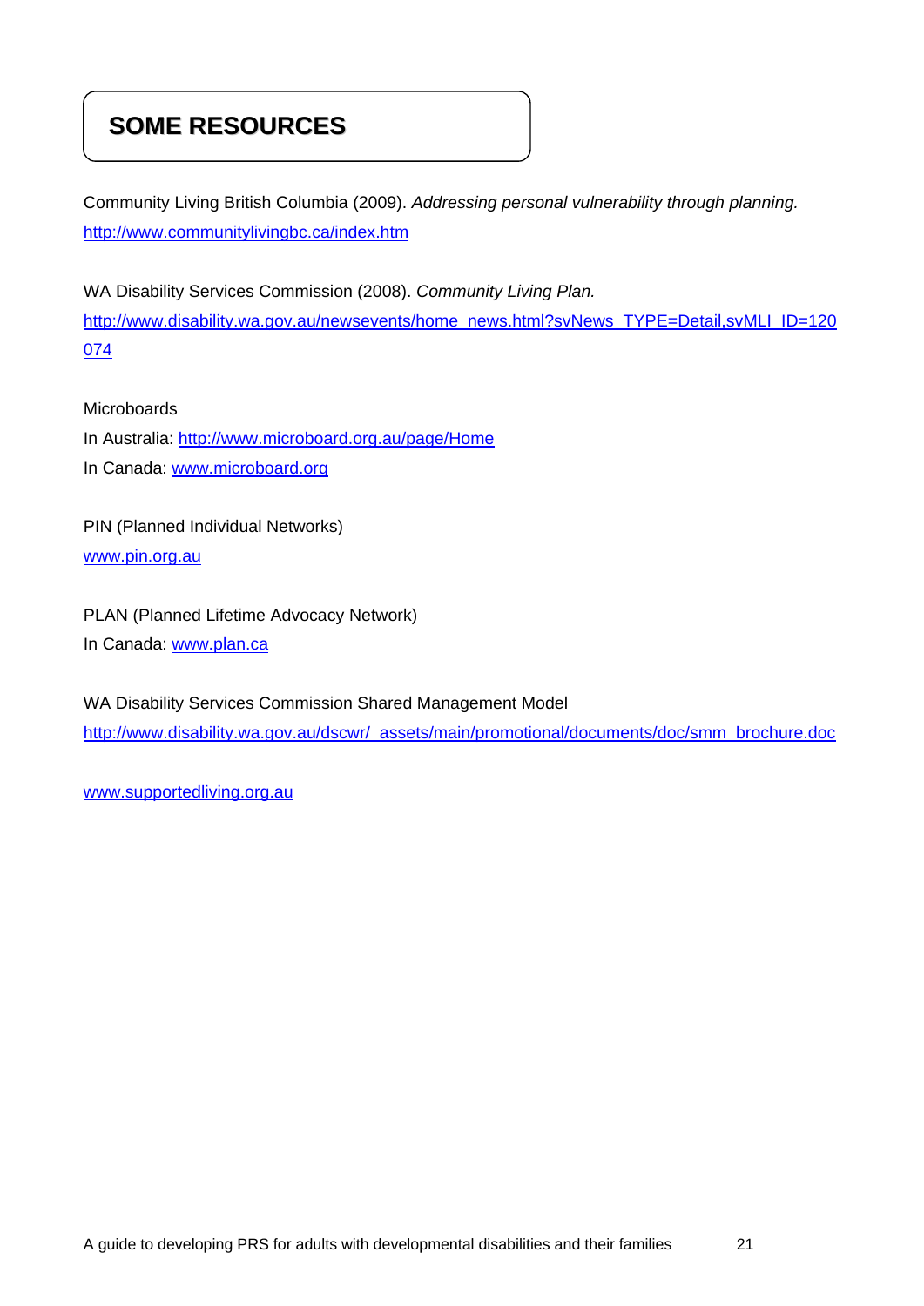## SOME RESOURCES

Community Living British Columbia (2009). *Addressing personal vulnerability through planning.* http://www.communitylivingbc.ca/index.htm

WA Disability Services Commission (2008). *Community Living Plan.* http://www.disability.wa.gov.au/newsevents/home_news.html?svNews_TYPE=Detail,svMLI_ID=120074

Microboards
In Australia: http://www.microboard.org.au/page/Home
In Canada: www.microboard.org

PIN (Planned Individual Networks)
www.pin.org.au

PLAN (Planned Lifetime Advocacy Network)
In Canada: www.plan.ca

WA Disability Services Commission Shared Management Model
http://www.disability.wa.gov.au/dscwr/_assets/main/promotional/documents/doc/smm_brochure.doc

www.supportedliving.org.au